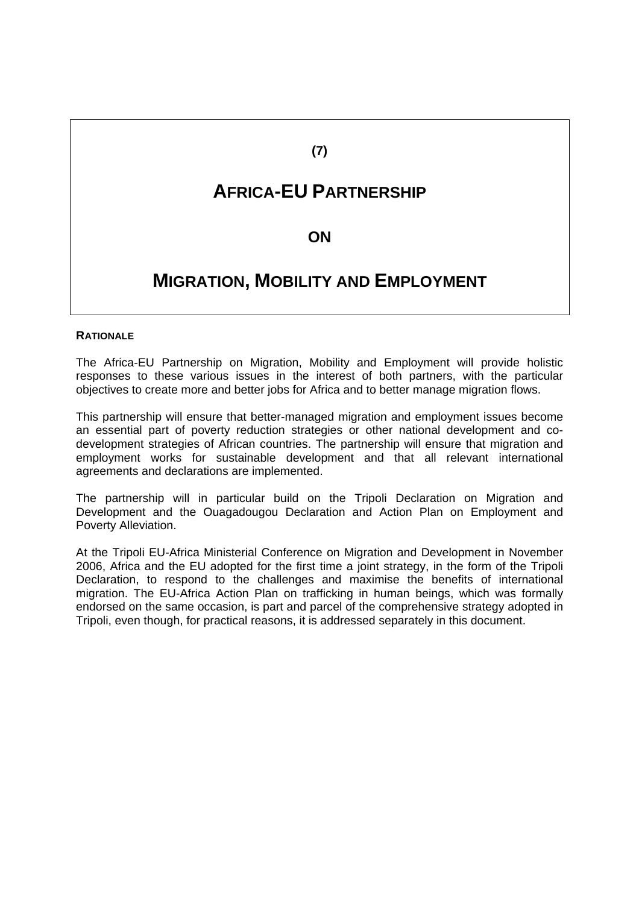(7)

# AFRICA-EU PARTNERSHIP

ON

# MIGRATION, MOBILITY AND EMPLOYMENT

## RATIONALE

The Africa-EU Partnership on Migration, Mobility and Employment will provide holistic responses to these various issues in the interest of both partners, with the particular objectives to create more and better jobs for Africa and to better manage migration flows.

This partnership will ensure that better-managed migration and employment issues become an essential part of poverty reduction strategies or other national development and co-development strategies of African countries. The partnership will ensure that migration and employment works for sustainable development and that all relevant international agreements and declarations are implemented.

The partnership will in particular build on the Tripoli Declaration on Migration and Development and the Ouagadougou Declaration and Action Plan on Employment and Poverty Alleviation.

At the Tripoli EU-Africa Ministerial Conference on Migration and Development in November 2006, Africa and the EU adopted for the first time a joint strategy, in the form of the Tripoli Declaration, to respond to the challenges and maximise the benefits of international migration. The EU-Africa Action Plan on trafficking in human beings, which was formally endorsed on the same occasion, is part and parcel of the comprehensive strategy adopted in Tripoli, even though, for practical reasons, it is addressed separately in this document.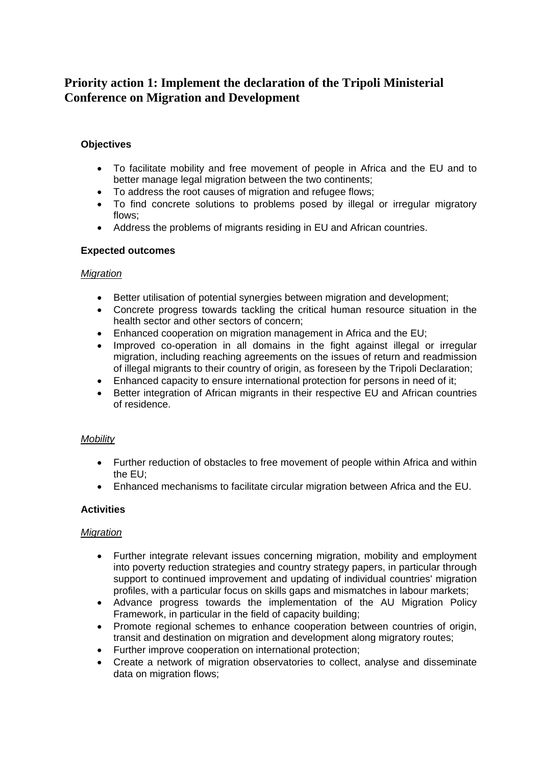## Priority action 1: Implement the declaration of the Tripoli Ministerial Conference on Migration and Development

**Objectives**

- To facilitate mobility and free movement of people in Africa and the EU and to better manage legal migration between the two continents;
- To address the root causes of migration and refugee flows;
- To find concrete solutions to problems posed by illegal or irregular migratory flows;
- Address the problems of migrants residing in EU and African countries.

**Expected outcomes**

*Migration*

- Better utilisation of potential synergies between migration and development;
- Concrete progress towards tackling the critical human resource situation in the health sector and other sectors of concern;
- Enhanced cooperation on migration management in Africa and the EU;
- Improved co-operation in all domains in the fight against illegal or irregular migration, including reaching agreements on the issues of return and readmission of illegal migrants to their country of origin, as foreseen by the Tripoli Declaration;
- Enhanced capacity to ensure international protection for persons in need of it;
- Better integration of African migrants in their respective EU and African countries of residence.

*Mobility*

- Further reduction of obstacles to free movement of people within Africa and within the EU;
- Enhanced mechanisms to facilitate circular migration between Africa and the EU.

**Activities**

*Migration*

- Further integrate relevant issues concerning migration, mobility and employment into poverty reduction strategies and country strategy papers, in particular through support to continued improvement and updating of individual countries' migration profiles, with a particular focus on skills gaps and mismatches in labour markets;
- Advance progress towards the implementation of the AU Migration Policy Framework, in particular in the field of capacity building;
- Promote regional schemes to enhance cooperation between countries of origin, transit and destination on migration and development along migratory routes;
- Further improve cooperation on international protection;
- Create a network of migration observatories to collect, analyse and disseminate data on migration flows;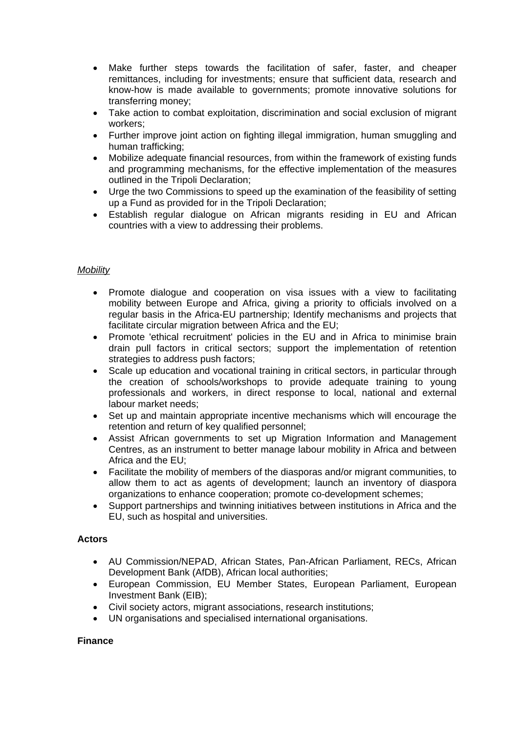- Make further steps towards the facilitation of safer, faster, and cheaper remittances, including for investments; ensure that sufficient data, research and know-how is made available to governments; promote innovative solutions for transferring money;
- Take action to combat exploitation, discrimination and social exclusion of migrant workers;
- Further improve joint action on fighting illegal immigration, human smuggling and human trafficking;
- Mobilize adequate financial resources, from within the framework of existing funds and programming mechanisms, for the effective implementation of the measures outlined in the Tripoli Declaration;
- Urge the two Commissions to speed up the examination of the feasibility of setting up a Fund as provided for in the Tripoli Declaration;
- Establish regular dialogue on African migrants residing in EU and African countries with a view to addressing their problems.

*Mobility*

- Promote dialogue and cooperation on visa issues with a view to facilitating mobility between Europe and Africa, giving a priority to officials involved on a regular basis in the Africa-EU partnership; Identify mechanisms and projects that facilitate circular migration between Africa and the EU;
- Promote 'ethical recruitment' policies in the EU and in Africa to minimise brain drain pull factors in critical sectors; support the implementation of retention strategies to address push factors;
- Scale up education and vocational training in critical sectors, in particular through the creation of schools/workshops to provide adequate training to young professionals and workers, in direct response to local, national and external labour market needs;
- Set up and maintain appropriate incentive mechanisms which will encourage the retention and return of key qualified personnel;
- Assist African governments to set up Migration Information and Management Centres, as an instrument to better manage labour mobility in Africa and between Africa and the EU;
- Facilitate the mobility of members of the diasporas and/or migrant communities, to allow them to act as agents of development; launch an inventory of diaspora organizations to enhance cooperation; promote co-development schemes;
- Support partnerships and twinning initiatives between institutions in Africa and the EU, such as hospital and universities.

**Actors**

- AU Commission/NEPAD, African States, Pan-African Parliament, RECs, African Development Bank (AfDB), African local authorities;
- European Commission, EU Member States, European Parliament, European Investment Bank (EIB);
- Civil society actors, migrant associations, research institutions;
- UN organisations and specialised international organisations.

**Finance**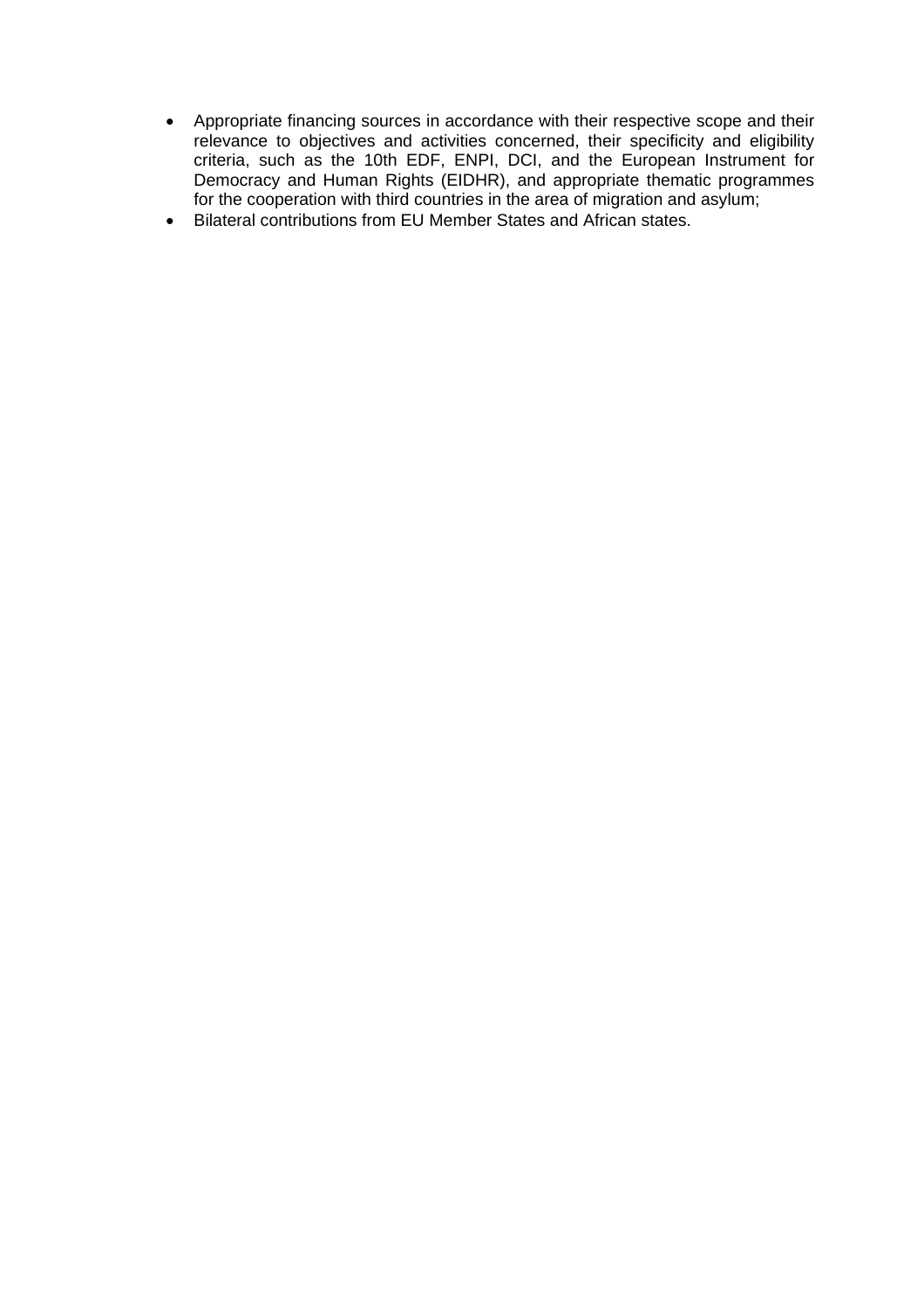- Appropriate financing sources in accordance with their respective scope and their relevance to objectives and activities concerned, their specificity and eligibility criteria, such as the 10th EDF, ENPI, DCI, and the European Instrument for Democracy and Human Rights (EIDHR), and appropriate thematic programmes for the cooperation with third countries in the area of migration and asylum;
- Bilateral contributions from EU Member States and African states.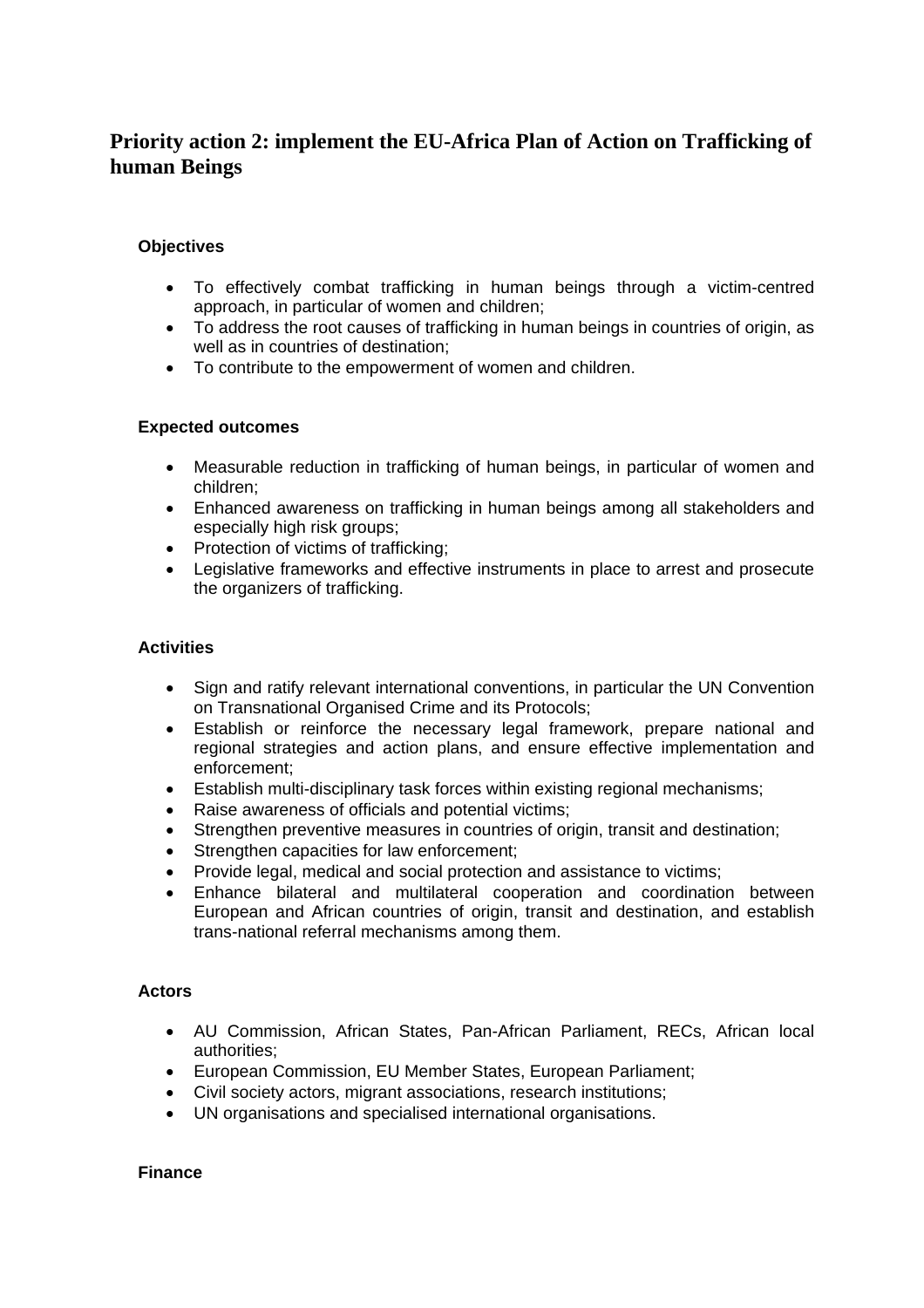## Priority action 2: implement the EU-Africa Plan of Action on Trafficking of human Beings

#### Objectives

- To effectively combat trafficking in human beings through a victim-centred approach, in particular of women and children;
- To address the root causes of trafficking in human beings in countries of origin, as well as in countries of destination;
- To contribute to the empowerment of women and children.

#### Expected outcomes

- Measurable reduction in trafficking of human beings, in particular of women and children;
- Enhanced awareness on trafficking in human beings among all stakeholders and especially high risk groups;
- Protection of victims of trafficking;
- Legislative frameworks and effective instruments in place to arrest and prosecute the organizers of trafficking.

#### Activities

- Sign and ratify relevant international conventions, in particular the UN Convention on Transnational Organised Crime and its Protocols;
- Establish or reinforce the necessary legal framework, prepare national and regional strategies and action plans, and ensure effective implementation and enforcement;
- Establish multi-disciplinary task forces within existing regional mechanisms;
- Raise awareness of officials and potential victims;
- Strengthen preventive measures in countries of origin, transit and destination;
- Strengthen capacities for law enforcement;
- Provide legal, medical and social protection and assistance to victims;
- Enhance bilateral and multilateral cooperation and coordination between European and African countries of origin, transit and destination, and establish trans-national referral mechanisms among them.

#### Actors

- AU Commission, African States, Pan-African Parliament, RECs, African local authorities;
- European Commission, EU Member States, European Parliament;
- Civil society actors, migrant associations, research institutions;
- UN organisations and specialised international organisations.

#### Finance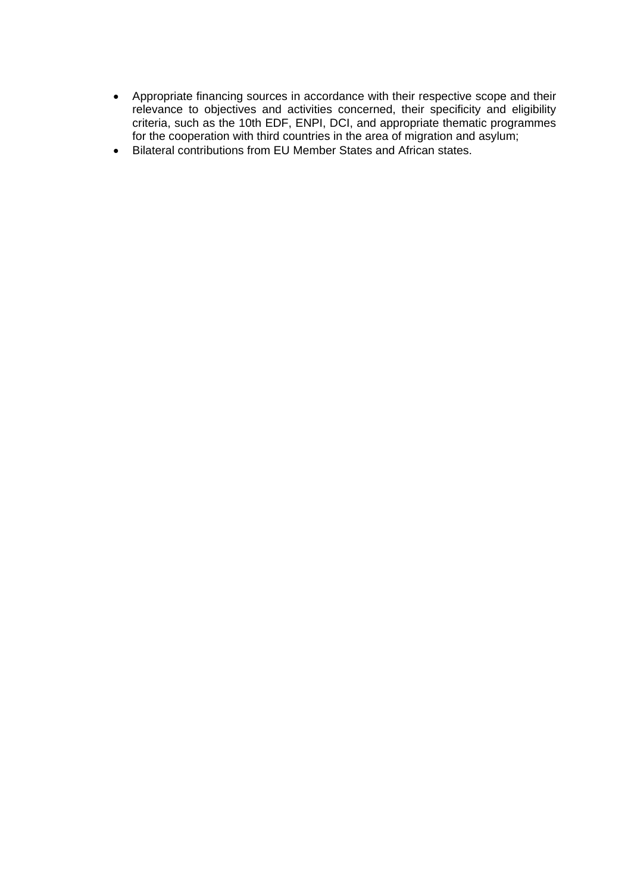- Appropriate financing sources in accordance with their respective scope and their relevance to objectives and activities concerned, their specificity and eligibility criteria, such as the 10th EDF, ENPI, DCI, and appropriate thematic programmes for the cooperation with third countries in the area of migration and asylum;
- Bilateral contributions from EU Member States and African states.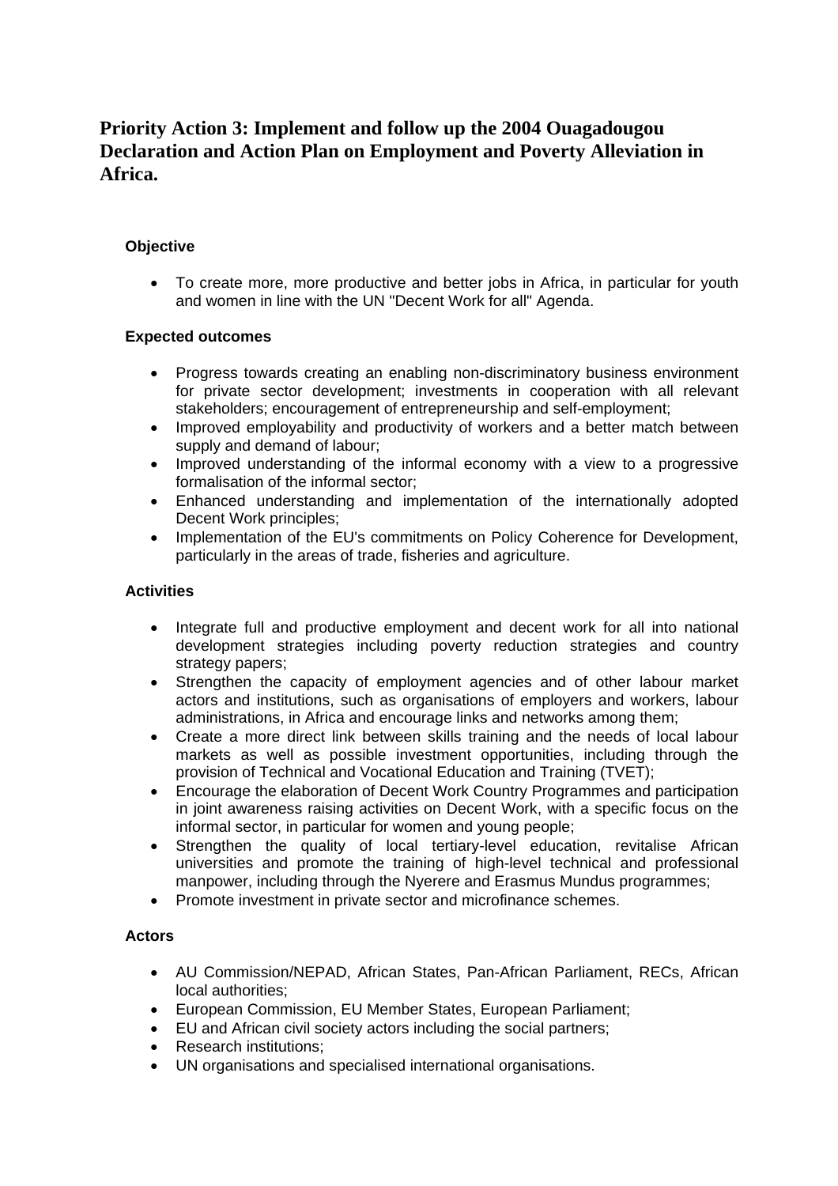## Priority Action 3: Implement and follow up the 2004 Ouagadougou Declaration and Action Plan on Employment and Poverty Alleviation in Africa.

### Objective

- To create more, more productive and better jobs in Africa, in particular for youth and women in line with the UN "Decent Work for all" Agenda.

### Expected outcomes

- Progress towards creating an enabling non-discriminatory business environment for private sector development; investments in cooperation with all relevant stakeholders; encouragement of entrepreneurship and self-employment;
- Improved employability and productivity of workers and a better match between supply and demand of labour;
- Improved understanding of the informal economy with a view to a progressive formalisation of the informal sector;
- Enhanced understanding and implementation of the internationally adopted Decent Work principles;
- Implementation of the EU's commitments on Policy Coherence for Development, particularly in the areas of trade, fisheries and agriculture.

### Activities

- Integrate full and productive employment and decent work for all into national development strategies including poverty reduction strategies and country strategy papers;
- Strengthen the capacity of employment agencies and of other labour market actors and institutions, such as organisations of employers and workers, labour administrations, in Africa and encourage links and networks among them;
- Create a more direct link between skills training and the needs of local labour markets as well as possible investment opportunities, including through the provision of Technical and Vocational Education and Training (TVET);
- Encourage the elaboration of Decent Work Country Programmes and participation in joint awareness raising activities on Decent Work, with a specific focus on the informal sector, in particular for women and young people;
- Strengthen the quality of local tertiary-level education, revitalise African universities and promote the training of high-level technical and professional manpower, including through the Nyerere and Erasmus Mundus programmes;
- Promote investment in private sector and microfinance schemes.

### Actors

- AU Commission/NEPAD, African States, Pan-African Parliament, RECs, African local authorities;
- European Commission, EU Member States, European Parliament;
- EU and African civil society actors including the social partners;
- Research institutions;
- UN organisations and specialised international organisations.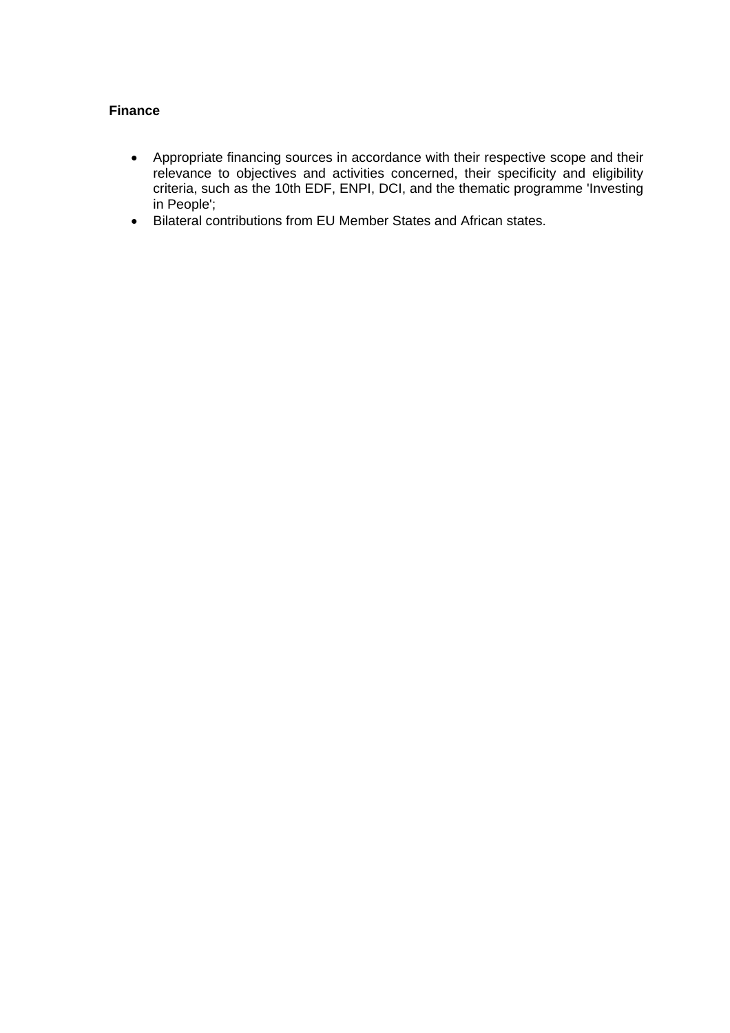**Finance**

- Appropriate financing sources in accordance with their respective scope and their relevance to objectives and activities concerned, their specificity and eligibility criteria, such as the 10th EDF, ENPI, DCI, and the thematic programme 'Investing in People';
- Bilateral contributions from EU Member States and African states.